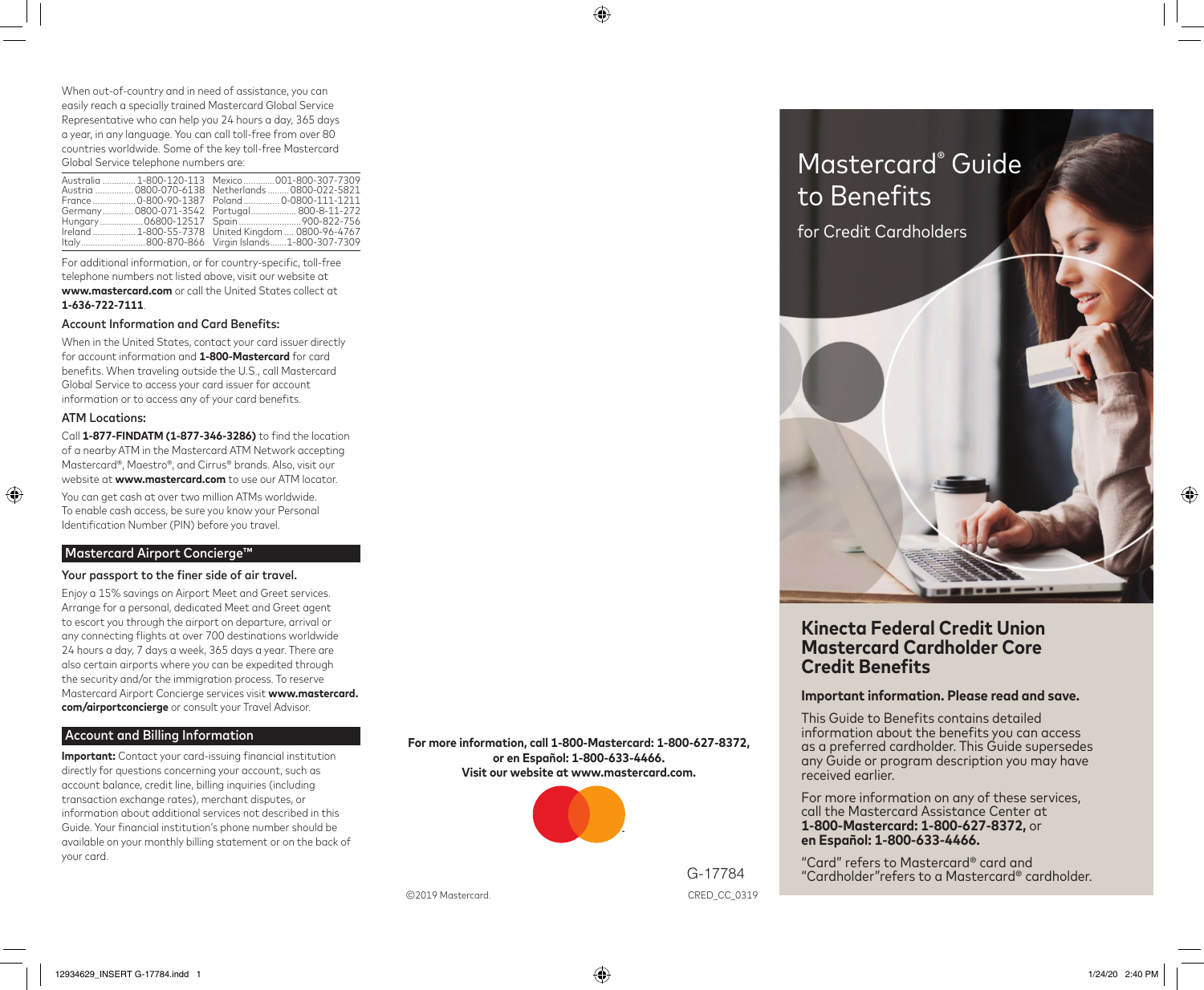# Mastercard® Guide to Benefits

for Credit Cardholders

## Kinecta Federal Credit Union Mastercard Cardholder Core Credit Benefits

**Important information. Please read and save.**

This Guide to Benefits contains detailed information about the benefits you can access as a preferred cardholder. This Guide supersedes any Guide or program description you may have received earlier.

For more information on any of these services, call the Mastercard Assistance Center at **1-800-Mastercard: 1-800-627-8372,** or **en Español: 1-800-633-4466.**

"Card" refers to Mastercard® card and "Cardholder" refers to a Mastercard® cardholder.

---

When out-of-country and in need of assistance, you can easily reach a specially trained Mastercard Global Service Representative who can help you 24 hours a day, 365 days a year, in any language. You can call toll-free from over 80 countries worldwide. Some of the key toll-free Mastercard Global Service telephone numbers are:

| Country | Number | Country | Number |
|---|---|---|---|
| Australia | 1-800-120-113 | Mexico | 001-800-307-7309 |
| Austria | 0800-070-6138 | Netherlands | 0800-022-5821 |
| France | 0-800-90-1387 | Poland | 0-0800-111-1211 |
| Germany | 0800-071-3542 | Portugal | 800-8-11-272 |
| Hungary | 06800-12517 | Spain | 900-822-756 |
| Ireland | 1-800-55-7378 | United Kingdom | 0800-96-4767 |
| Italy | 800-870-866 | Virgin Islands | 1-800-307-7309 |

For additional information, or for country-specific, toll-free telephone numbers not listed above, visit our website at **www.mastercard.com** or call the United States collect at **1-636-722-7111**.

### Account Information and Card Benefits:

When in the United States, contact your card issuer directly for account information and **1-800-Mastercard** for card benefits. When traveling outside the U.S., call Mastercard Global Service to access your card issuer for account information or to access any of your card benefits.

### ATM Locations:

Call **1-877-FINDATM (1-877-346-3286)** to find the location of a nearby ATM in the Mastercard ATM Network accepting Mastercard®, Maestro®, and Cirrus® brands. Also, visit our website at **www.mastercard.com** to use our ATM locator.

You can get cash at over two million ATMs worldwide. To enable cash access, be sure you know your Personal Identification Number (PIN) before you travel.

## Mastercard Airport Concierge™

### Your passport to the finer side of air travel.

Enjoy a 15% savings on Airport Meet and Greet services. Arrange for a personal, dedicated Meet and Greet agent to escort you through the airport on departure, arrival or any connecting flights at over 700 destinations worldwide 24 hours a day, 7 days a week, 365 days a year. There are also certain airports where you can be expedited through the security and/or the immigration process. To reserve Mastercard Airport Concierge services visit **www.mastercard.com/airportconcierge** or consult your Travel Advisor.

## Account and Billing Information

**Important:** Contact your card-issuing financial institution directly for questions concerning your account, such as account balance, credit line, billing inquiries (including transaction exchange rates), merchant disputes, or information about additional services not described in this Guide. Your financial institution's phone number should be available on your monthly billing statement or on the back of your card.

---

**For more information, call 1-800-Mastercard: 1-800-627-8372, or en Español: 1-800-633-4466. Visit our website at www.mastercard.com.**

©2019 Mastercard.

G-17784

CRED_CC_0319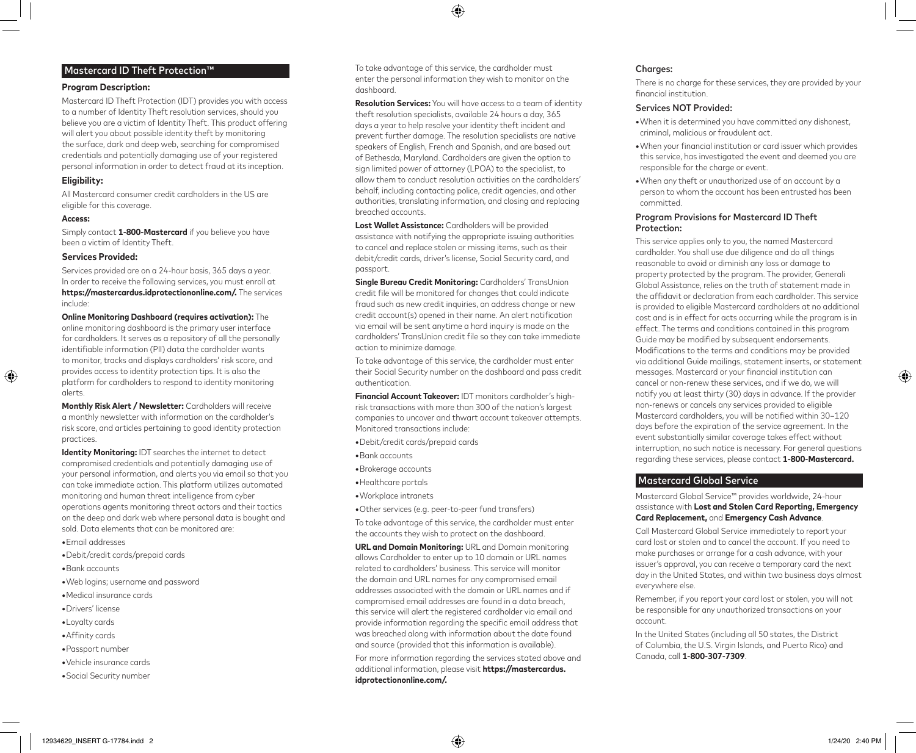## Mastercard ID Theft Protection™

### Program Description:

Mastercard ID Theft Protection (IDT) provides you with access to a number of Identity Theft resolution services, should you believe you are a victim of Identity Theft. This product offering will alert you about possible identity theft by monitoring the surface, dark and deep web, searching for compromised credentials and potentially damaging use of your registered personal information in order to detect fraud at its inception.

### Eligibility:

All Mastercard consumer credit cardholders in the US are eligible for this coverage.

#### Access:

Simply contact **1-800-Mastercard** if you believe you have been a victim of Identity Theft.

### Services Provided:

Services provided are on a 24-hour basis, 365 days a year. In order to receive the following services, you must enroll at **https://mastercardus.idprotectiononline.com/.** The services include:

**Online Monitoring Dashboard (requires activation):** The online monitoring dashboard is the primary user interface for cardholders. It serves as a repository of all the personally identifiable information (PII) data the cardholder wants to monitor, tracks and displays cardholders' risk score, and provides access to identity protection tips. It is also the platform for cardholders to respond to identity monitoring alerts.

**Monthly Risk Alert / Newsletter:** Cardholders will receive a monthly newsletter with information on the cardholder's risk score, and articles pertaining to good identity protection practices.

**Identity Monitoring:** IDT searches the internet to detect compromised credentials and potentially damaging use of your personal information, and alerts you via email so that you can take immediate action. This platform utilizes automated monitoring and human threat intelligence from cyber operations agents monitoring threat actors and their tactics on the deep and dark web where personal data is bought and sold. Data elements that can be monitored are:

- Email addresses
- Debit/credit cards/prepaid cards
- Bank accounts
- Web logins; username and password
- Medical insurance cards
- Drivers' license
- Loyalty cards
- Affinity cards
- Passport number
- Vehicle insurance cards
- Social Security number

To take advantage of this service, the cardholder must enter the personal information they wish to monitor on the dashboard.

**Resolution Services:** You will have access to a team of identity theft resolution specialists, available 24 hours a day, 365 days a year to help resolve your identity theft incident and prevent further damage. The resolution specialists are native speakers of English, French and Spanish, and are based out of Bethesda, Maryland. Cardholders are given the option to sign limited power of attorney (LPOA) to the specialist, to allow them to conduct resolution activities on the cardholders' behalf, including contacting police, credit agencies, and other authorities, translating information, and closing and replacing breached accounts.

**Lost Wallet Assistance:** Cardholders will be provided assistance with notifying the appropriate issuing authorities to cancel and replace stolen or missing items, such as their debit/credit cards, driver's license, Social Security card, and passport.

**Single Bureau Credit Monitoring:** Cardholders' TransUnion credit file will be monitored for changes that could indicate fraud such as new credit inquiries, an address change or new credit account(s) opened in their name. An alert notification via email will be sent anytime a hard inquiry is made on the cardholders' TransUnion credit file so they can take immediate action to minimize damage.

To take advantage of this service, the cardholder must enter their Social Security number on the dashboard and pass credit authentication.

**Financial Account Takeover:** IDT monitors cardholder's high-risk transactions with more than 300 of the nation's largest companies to uncover and thwart account takeover attempts. Monitored transactions include:

- Debit/credit cards/prepaid cards
- Bank accounts
- Brokerage accounts
- Healthcare portals
- Workplace intranets
- Other services (e.g. peer-to-peer fund transfers)

To take advantage of this service, the cardholder must enter the accounts they wish to protect on the dashboard.

**URL and Domain Monitoring:** URL and Domain monitoring allows Cardholder to enter up to 10 domain or URL names related to cardholders' business. This service will monitor the domain and URL names for any compromised email addresses associated with the domain or URL names and if compromised email addresses are found in a data breach, this service will alert the registered cardholder via email and provide information regarding the specific email address that was breached along with information about the data found and source (provided that this information is available).

For more information regarding the services stated above and additional information, please visit **https://mastercardus.idprotectiononline.com/.**

### Charges:

There is no charge for these services, they are provided by your financial institution.

### Services NOT Provided:

- When it is determined you have committed any dishonest, criminal, malicious or fraudulent act.
- When your financial institution or card issuer which provides this service, has investigated the event and deemed you are responsible for the charge or event.
- When any theft or unauthorized use of an account by a person to whom the account has been entrusted has been committed.

### Program Provisions for Mastercard ID Theft Protection:

This service applies only to you, the named Mastercard cardholder. You shall use due diligence and do all things reasonable to avoid or diminish any loss or damage to property protected by the program. The provider, Generali Global Assistance, relies on the truth of statement made in the affidavit or declaration from each cardholder. This service is provided to eligible Mastercard cardholders at no additional cost and is in effect for acts occurring while the program is in effect. The terms and conditions contained in this program Guide may be modified by subsequent endorsements. Modifications to the terms and conditions may be provided via additional Guide mailings, statement inserts, or statement messages. Mastercard or your financial institution can cancel or non-renew these services, and if we do, we will notify you at least thirty (30) days in advance. If the provider non-renews or cancels any services provided to eligible Mastercard cardholders, you will be notified within 30–120 days before the expiration of the service agreement. In the event substantially similar coverage takes effect without interruption, no such notice is necessary. For general questions regarding these services, please contact **1-800-Mastercard.**

## Mastercard Global Service

Mastercard Global Service™ provides worldwide, 24-hour assistance with **Lost and Stolen Card Reporting, Emergency Card Replacement,** and **Emergency Cash Advance**.

Call Mastercard Global Service immediately to report your card lost or stolen and to cancel the account. If you need to make purchases or arrange for a cash advance, with your issuer's approval, you can receive a temporary card the next day in the United States, and within two business days almost everywhere else.

Remember, if you report your card lost or stolen, you will not be responsible for any unauthorized transactions on your account.

In the United States (including all 50 states, the District of Columbia, the U.S. Virgin Islands, and Puerto Rico) and Canada, call **1-800-307-7309**.